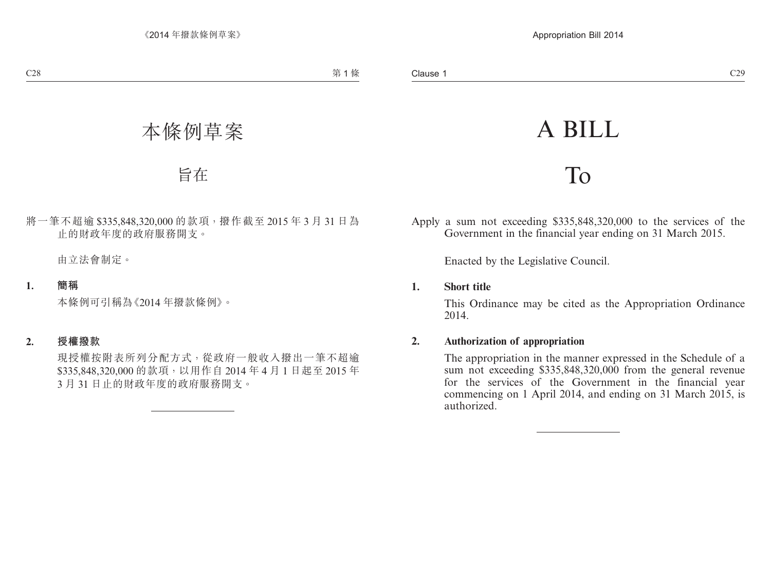# 本條例草案

## 旨在

將一筆不超逾 $335,848,320,000 的款項，撥作截至 2015 年 3 月 31 日為止的財政年度的政府服務開支。

由立法會制定。

**1. 簡稱**

本條例可引稱為《2014 年撥款條例》。

**2. 授權撥款**

現授權按附表所列分配方式，從政府一般收入撥出一筆不超逾 $335,848,320,000 的款項，以用作自 2014 年 4 月 1 日起至 2015 年 3 月 31 日止的財政年度的政府服務開支。

---

# A BILL

## To

Apply a sum not exceeding $335,848,320,000 to the services of the Government in the financial year ending on 31 March 2015.

Enacted by the Legislative Council.

**1. Short title**

This Ordinance may be cited as the Appropriation Ordinance 2014.

**2. Authorization of appropriation**

The appropriation in the manner expressed in the Schedule of a sum not exceeding $335,848,320,000 from the general revenue for the services of the Government in the financial year commencing on 1 April 2014, and ending on 31 March 2015, is authorized.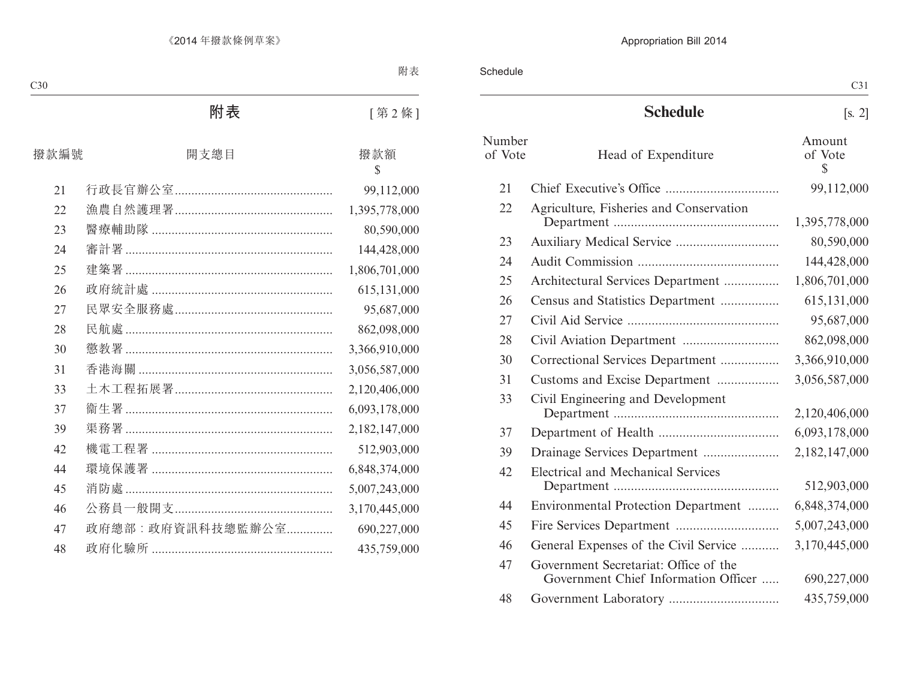# 附表

[第 2 條]

| 撥款編號 | 開支總目 | 撥款額 $ |
|---|---|---|
| 21 | 行政長官辦公室 | 99,112,000 |
| 22 | 漁農自然護理署 | 1,395,778,000 |
| 23 | 醫療輔助隊 | 80,590,000 |
| 24 | 審計署 | 144,428,000 |
| 25 | 建築署 | 1,806,701,000 |
| 26 | 政府統計處 | 615,131,000 |
| 27 | 民眾安全服務處 | 95,687,000 |
| 28 | 民航處 | 862,098,000 |
| 30 | 懲教署 | 3,366,910,000 |
| 31 | 香港海關 | 3,056,587,000 |
| 33 | 土木工程拓展署 | 2,120,406,000 |
| 37 | 衞生署 | 6,093,178,000 |
| 39 | 渠務署 | 2,182,147,000 |
| 42 | 機電工程署 | 512,903,000 |
| 44 | 環境保護署 | 6,848,374,000 |
| 45 | 消防處 | 5,007,243,000 |
| 46 | 公務員一般開支 | 3,170,445,000 |
| 47 | 政府總部：政府資訊科技總監辦公室 | 690,227,000 |
| 48 | 政府化驗所 | 435,759,000 |

# Schedule

[s. 2]

| Number of Vote | Head of Expenditure | Amount of Vote $ |
|---|---|---|
| 21 | Chief Executive's Office | 99,112,000 |
| 22 | Agriculture, Fisheries and Conservation Department | 1,395,778,000 |
| 23 | Auxiliary Medical Service | 80,590,000 |
| 24 | Audit Commission | 144,428,000 |
| 25 | Architectural Services Department | 1,806,701,000 |
| 26 | Census and Statistics Department | 615,131,000 |
| 27 | Civil Aid Service | 95,687,000 |
| 28 | Civil Aviation Department | 862,098,000 |
| 30 | Correctional Services Department | 3,366,910,000 |
| 31 | Customs and Excise Department | 3,056,587,000 |
| 33 | Civil Engineering and Development Department | 2,120,406,000 |
| 37 | Department of Health | 6,093,178,000 |
| 39 | Drainage Services Department | 2,182,147,000 |
| 42 | Electrical and Mechanical Services Department | 512,903,000 |
| 44 | Environmental Protection Department | 6,848,374,000 |
| 45 | Fire Services Department | 5,007,243,000 |
| 46 | General Expenses of the Civil Service | 3,170,445,000 |
| 47 | Government Secretariat: Office of the Government Chief Information Officer | 690,227,000 |
| 48 | Government Laboratory | 435,759,000 |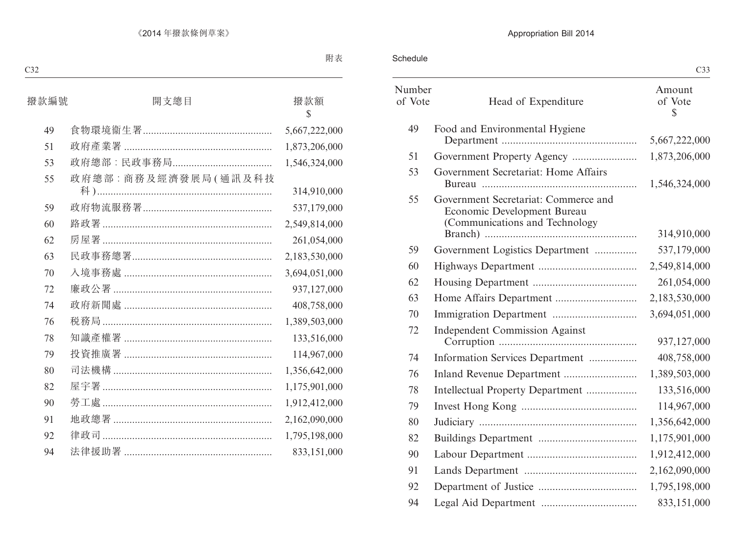附表

| 撥款編號 | 開支總目 | 撥款額 $ |
|---|---|---|
| 49 | 食物環境衞生署 | 5,667,222,000 |
| 51 | 政府產業署 | 1,873,206,000 |
| 53 | 政府總部：民政事務局 | 1,546,324,000 |
| 55 | 政府總部：商務及經濟發展局(通訊及科技科) | 314,910,000 |
| 59 | 政府物流服務署 | 537,179,000 |
| 60 | 路政署 | 2,549,814,000 |
| 62 | 房屋署 | 261,054,000 |
| 63 | 民政事務總署 | 2,183,530,000 |
| 70 | 入境事務處 | 3,694,051,000 |
| 72 | 廉政公署 | 937,127,000 |
| 74 | 政府新聞處 | 408,758,000 |
| 76 | 稅務局 | 1,389,503,000 |
| 78 | 知識產權署 | 133,516,000 |
| 79 | 投資推廣署 | 114,967,000 |
| 80 | 司法機構 | 1,356,642,000 |
| 82 | 屋宇署 | 1,175,901,000 |
| 90 | 勞工處 | 1,912,412,000 |
| 91 | 地政總署 | 2,162,090,000 |
| 92 | 律政司 | 1,795,198,000 |
| 94 | 法律援助署 | 833,151,000 |

Schedule

| Number of Vote | Head of Expenditure | Amount of Vote $ |
|---|---|---|
| 49 | Food and Environmental Hygiene Department | 5,667,222,000 |
| 51 | Government Property Agency | 1,873,206,000 |
| 53 | Government Secretariat: Home Affairs Bureau | 1,546,324,000 |
| 55 | Government Secretariat: Commerce and Economic Development Bureau (Communications and Technology Branch) | 314,910,000 |
| 59 | Government Logistics Department | 537,179,000 |
| 60 | Highways Department | 2,549,814,000 |
| 62 | Housing Department | 261,054,000 |
| 63 | Home Affairs Department | 2,183,530,000 |
| 70 | Immigration Department | 3,694,051,000 |
| 72 | Independent Commission Against Corruption | 937,127,000 |
| 74 | Information Services Department | 408,758,000 |
| 76 | Inland Revenue Department | 1,389,503,000 |
| 78 | Intellectual Property Department | 133,516,000 |
| 79 | Invest Hong Kong | 114,967,000 |
| 80 | Judiciary | 1,356,642,000 |
| 82 | Buildings Department | 1,175,901,000 |
| 90 | Labour Department | 1,912,412,000 |
| 91 | Lands Department | 2,162,090,000 |
| 92 | Department of Justice | 1,795,198,000 |
| 94 | Legal Aid Department | 833,151,000 |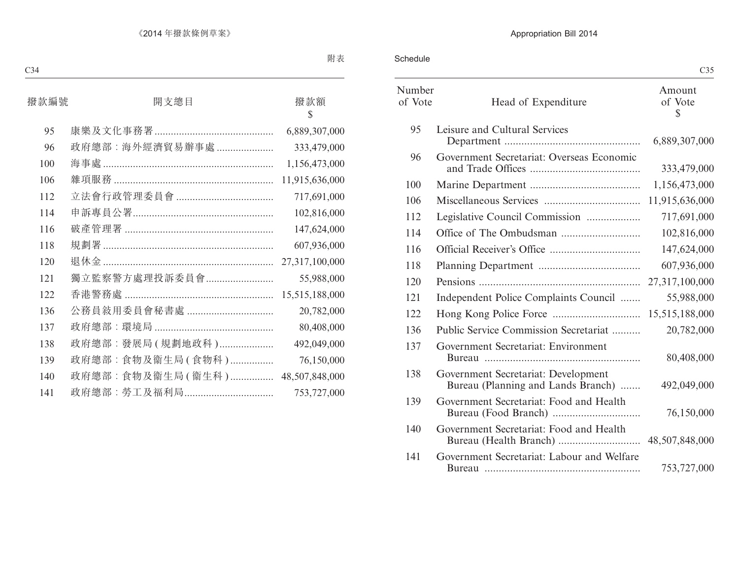附表

| 撥款編號 | 開支總目 | 撥款額 $ |
|---|---|---|
| 95 | 康樂及文化事務署 | 6,889,307,000 |
| 96 | 政府總部：海外經濟貿易辦事處 | 333,479,000 |
| 100 | 海事處 | 1,156,473,000 |
| 106 | 雜項服務 | 11,915,636,000 |
| 112 | 立法會行政管理委員會 | 717,691,000 |
| 114 | 申訴專員公署 | 102,816,000 |
| 116 | 破產管理署 | 147,624,000 |
| 118 | 規劃署 | 607,936,000 |
| 120 | 退休金 | 27,317,100,000 |
| 121 | 獨立監察警方處理投訴委員會 | 55,988,000 |
| 122 | 香港警務處 | 15,515,188,000 |
| 136 | 公務員敍用委員會秘書處 | 20,782,000 |
| 137 | 政府總部：環境局 | 80,408,000 |
| 138 | 政府總部：發展局 (規劃地政科) | 492,049,000 |
| 139 | 政府總部：食物及衞生局 (食物科) | 76,150,000 |
| 140 | 政府總部：食物及衞生局 (衞生科) | 48,507,848,000 |
| 141 | 政府總部：勞工及福利局 | 753,727,000 |

Schedule

| Number of Vote | Head of Expenditure | Amount of Vote $ |
|---|---|---|
| 95 | Leisure and Cultural Services Department | 6,889,307,000 |
| 96 | Government Secretariat: Overseas Economic and Trade Offices | 333,479,000 |
| 100 | Marine Department | 1,156,473,000 |
| 106 | Miscellaneous Services | 11,915,636,000 |
| 112 | Legislative Council Commission | 717,691,000 |
| 114 | Office of The Ombudsman | 102,816,000 |
| 116 | Official Receiver's Office | 147,624,000 |
| 118 | Planning Department | 607,936,000 |
| 120 | Pensions | 27,317,100,000 |
| 121 | Independent Police Complaints Council | 55,988,000 |
| 122 | Hong Kong Police Force | 15,515,188,000 |
| 136 | Public Service Commission Secretariat | 20,782,000 |
| 137 | Government Secretariat: Environment Bureau | 80,408,000 |
| 138 | Government Secretariat: Development Bureau (Planning and Lands Branch) | 492,049,000 |
| 139 | Government Secretariat: Food and Health Bureau (Food Branch) | 76,150,000 |
| 140 | Government Secretariat: Food and Health Bureau (Health Branch) | 48,507,848,000 |
| 141 | Government Secretariat: Labour and Welfare Bureau | 753,727,000 |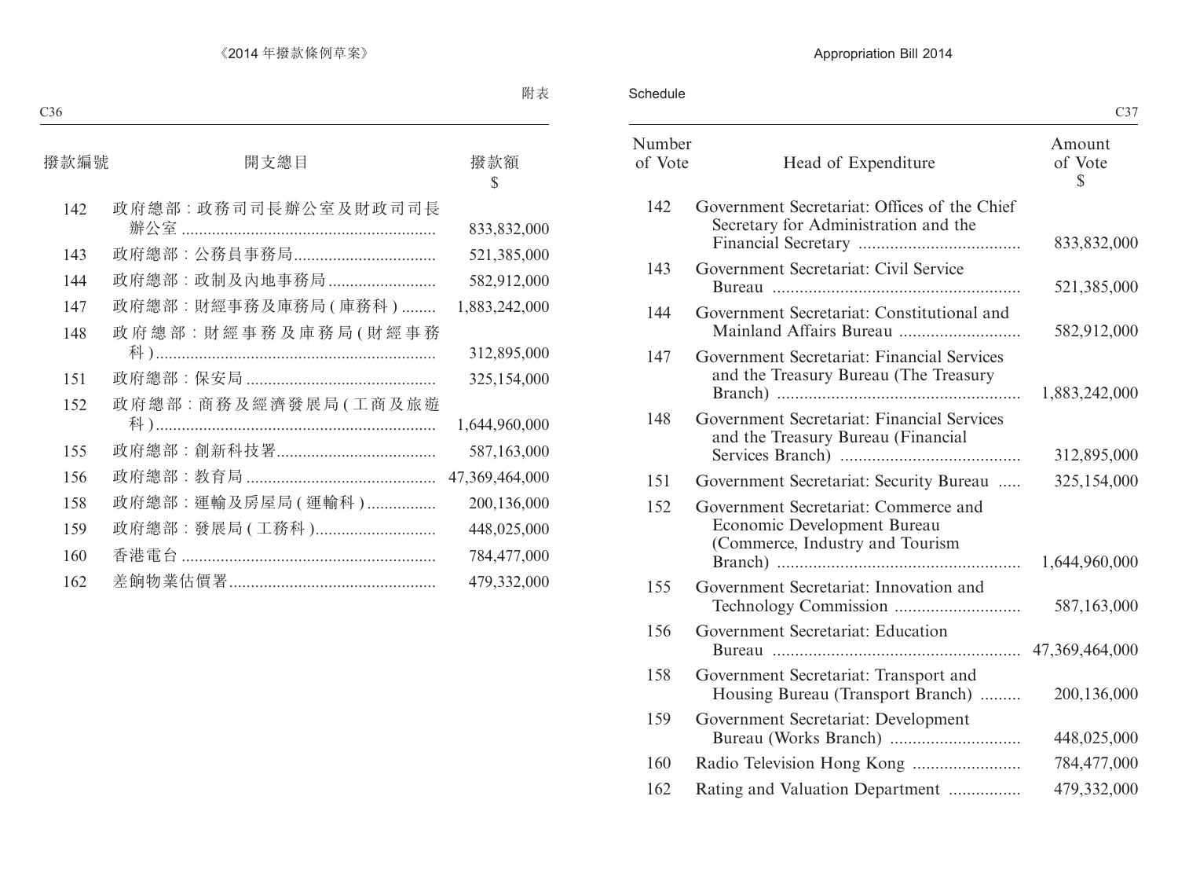附表

| 撥款編號 | 開支總目 | 撥款額 $ |
|---|---|---|
| 142 | 政府總部：政務司司長辦公室及財政司司長辦公室 | 833,832,000 |
| 143 | 政府總部：公務員事務局 | 521,385,000 |
| 144 | 政府總部：政制及內地事務局 | 582,912,000 |
| 147 | 政府總部：財經事務及庫務局(庫務科) | 1,883,242,000 |
| 148 | 政府總部：財經事務及庫務局(財經事務科) | 312,895,000 |
| 151 | 政府總部：保安局 | 325,154,000 |
| 152 | 政府總部：商務及經濟發展局(工商及旅遊科) | 1,644,960,000 |
| 155 | 政府總部：創新科技署 | 587,163,000 |
| 156 | 政府總部：教育局 | 47,369,464,000 |
| 158 | 政府總部：運輸及房屋局(運輸科) | 200,136,000 |
| 159 | 政府總部：發展局(工務科) | 448,025,000 |
| 160 | 香港電台 | 784,477,000 |
| 162 | 差餉物業估價署 | 479,332,000 |

Schedule

| Number of Vote | Head of Expenditure | Amount of Vote $ |
|---|---|---|
| 142 | Government Secretariat: Offices of the Chief Secretary for Administration and the Financial Secretary | 833,832,000 |
| 143 | Government Secretariat: Civil Service Bureau | 521,385,000 |
| 144 | Government Secretariat: Constitutional and Mainland Affairs Bureau | 582,912,000 |
| 147 | Government Secretariat: Financial Services and the Treasury Bureau (The Treasury Branch) | 1,883,242,000 |
| 148 | Government Secretariat: Financial Services and the Treasury Bureau (Financial Services Branch) | 312,895,000 |
| 151 | Government Secretariat: Security Bureau | 325,154,000 |
| 152 | Government Secretariat: Commerce and Economic Development Bureau (Commerce, Industry and Tourism Branch) | 1,644,960,000 |
| 155 | Government Secretariat: Innovation and Technology Commission | 587,163,000 |
| 156 | Government Secretariat: Education Bureau | 47,369,464,000 |
| 158 | Government Secretariat: Transport and Housing Bureau (Transport Branch) | 200,136,000 |
| 159 | Government Secretariat: Development Bureau (Works Branch) | 448,025,000 |
| 160 | Radio Television Hong Kong | 784,477,000 |
| 162 | Rating and Valuation Department | 479,332,000 |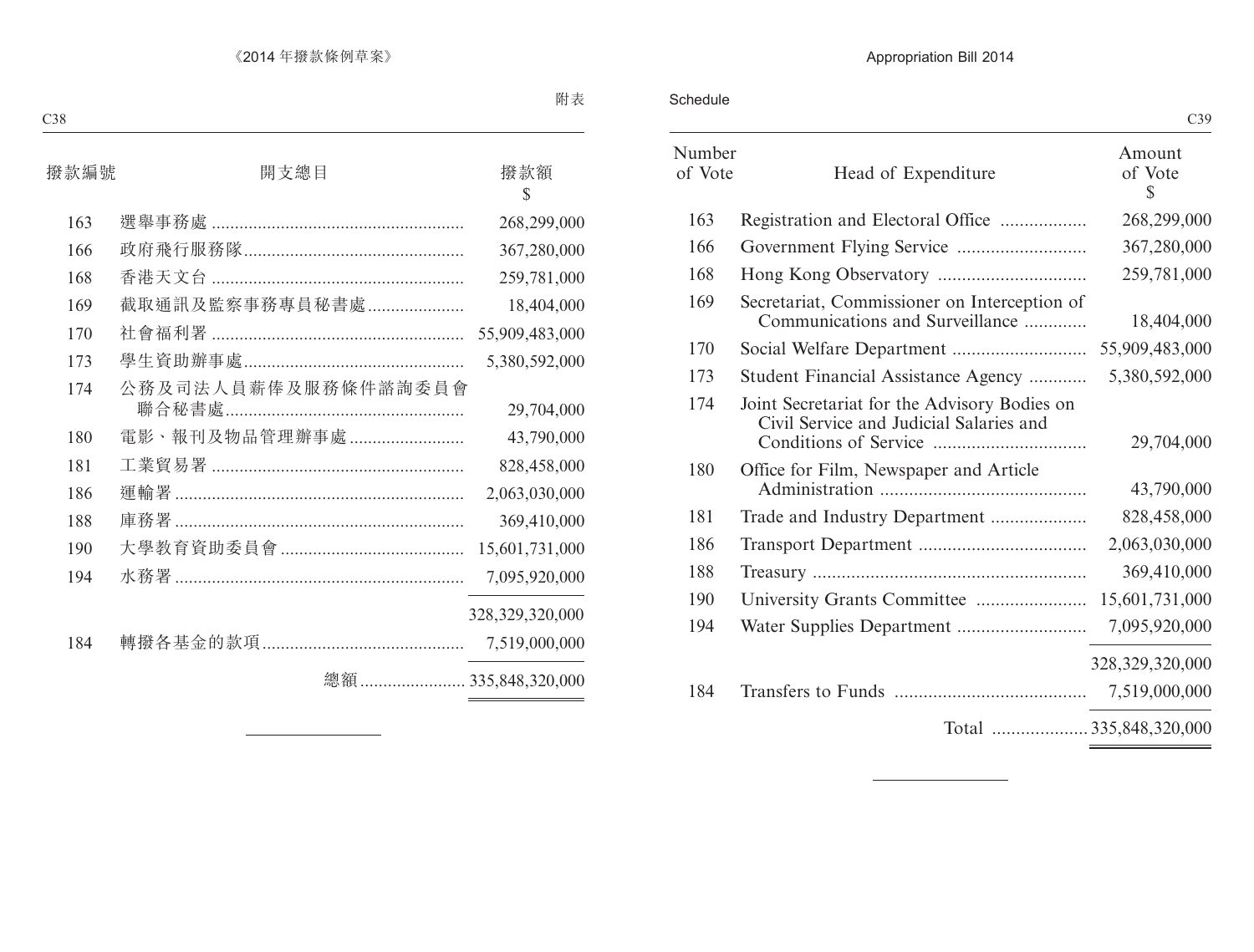附表

| 撥款編號 | 開支總目 | 撥款額 $ |
|---|---|---|
| 163 | 選舉事務處 | 268,299,000 |
| 166 | 政府飛行服務隊 | 367,280,000 |
| 168 | 香港天文台 | 259,781,000 |
| 169 | 截取通訊及監察事務專員秘書處 | 18,404,000 |
| 170 | 社會福利署 | 55,909,483,000 |
| 173 | 學生資助辦事處 | 5,380,592,000 |
| 174 | 公務及司法人員薪俸及服務條件諮詢委員會聯合秘書處 | 29,704,000 |
| 180 | 電影、報刊及物品管理辦事處 | 43,790,000 |
| 181 | 工業貿易署 | 828,458,000 |
| 186 | 運輸署 | 2,063,030,000 |
| 188 | 庫務署 | 369,410,000 |
| 190 | 大學教育資助委員會 | 15,601,731,000 |
| 194 | 水務署 | 7,095,920,000 |
| | | 328,329,320,000 |
| 184 | 轉撥各基金的款項 | 7,519,000,000 |
| | 總額 | 335,848,320,000 |

Schedule

| Number of Vote | Head of Expenditure | Amount of Vote $ |
|---|---|---|
| 163 | Registration and Electoral Office | 268,299,000 |
| 166 | Government Flying Service | 367,280,000 |
| 168 | Hong Kong Observatory | 259,781,000 |
| 169 | Secretariat, Commissioner on Interception of Communications and Surveillance | 18,404,000 |
| 170 | Social Welfare Department | 55,909,483,000 |
| 173 | Student Financial Assistance Agency | 5,380,592,000 |
| 174 | Joint Secretariat for the Advisory Bodies on Civil Service and Judicial Salaries and Conditions of Service | 29,704,000 |
| 180 | Office for Film, Newspaper and Article Administration | 43,790,000 |
| 181 | Trade and Industry Department | 828,458,000 |
| 186 | Transport Department | 2,063,030,000 |
| 188 | Treasury | 369,410,000 |
| 190 | University Grants Committee | 15,601,731,000 |
| 194 | Water Supplies Department | 7,095,920,000 |
| | | 328,329,320,000 |
| 184 | Transfers to Funds | 7,519,000,000 |
| | Total | 335,848,320,000 |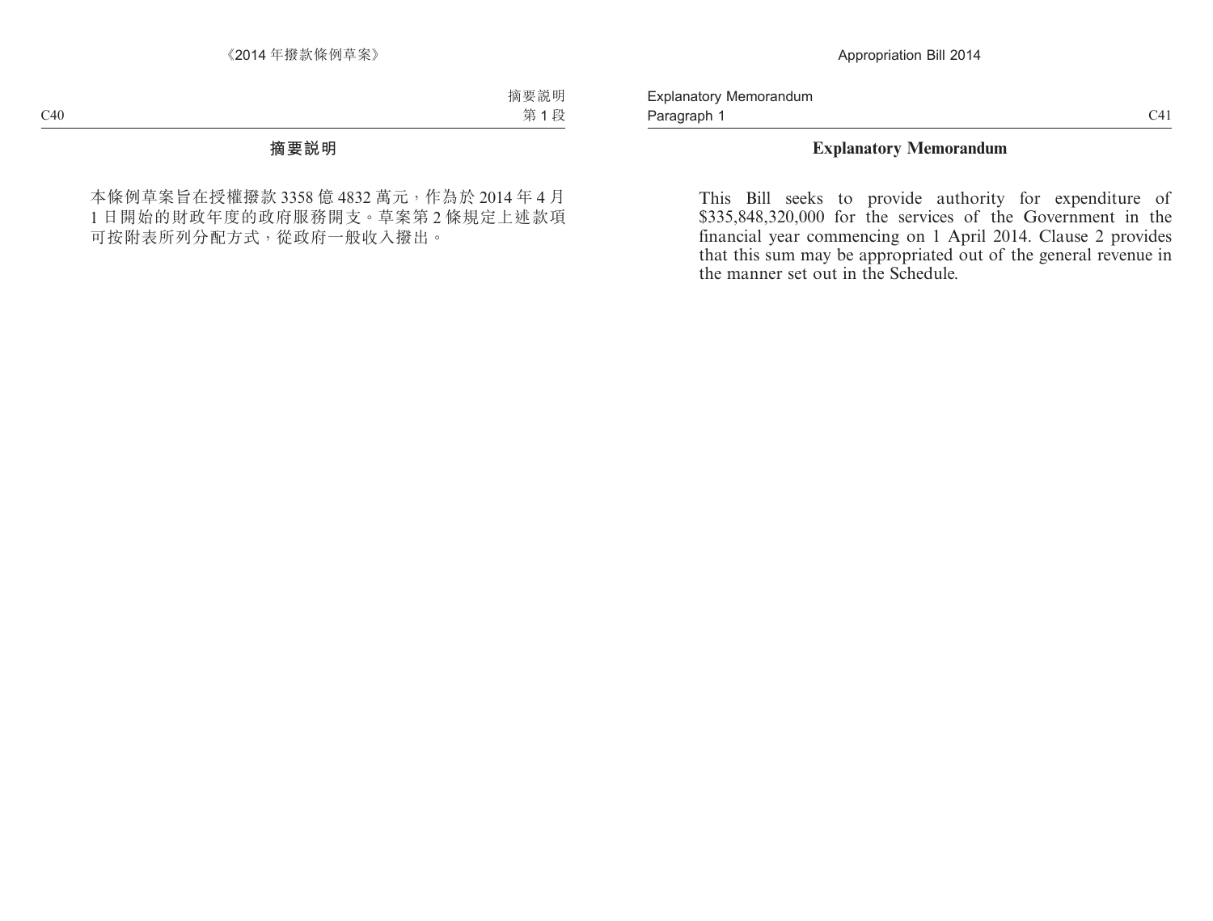## 摘要説明

本條例草案旨在授權撥款 3358 億 4832 萬元，作為於 2014 年 4 月 1 日開始的財政年度的政府服務開支。草案第 2 條規定上述款項可按附表所列分配方式，從政府一般收入撥出。

## Explanatory Memorandum

This Bill seeks to provide authority for expenditure of $335,848,320,000 for the services of the Government in the financial year commencing on 1 April 2014. Clause 2 provides that this sum may be appropriated out of the general revenue in the manner set out in the Schedule.